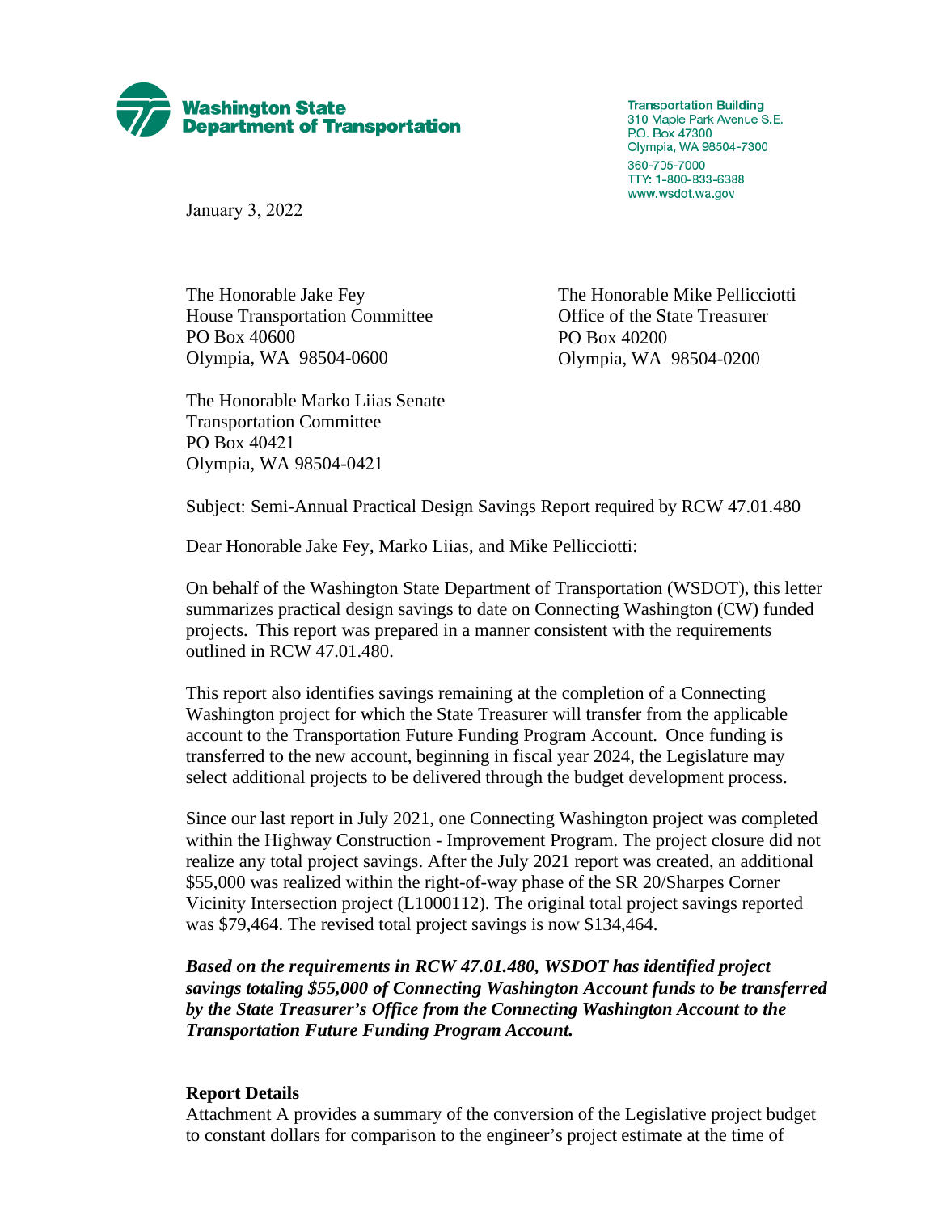**Washington State Department of Transportation**

Transportation Building
310 Maple Park Avenue S.E.
P.O. Box 47300
Olympia, WA 98504-7300
360-705-7000
TTY: 1-800-833-6388
www.wsdot.wa.gov

January 3, 2022

The Honorable Jake Fey
House Transportation Committee
PO Box 40600
Olympia, WA 98504-0600

The Honorable Mike Pellicciotti
Office of the State Treasurer
PO Box 40200
Olympia, WA 98504-0200

The Honorable Marko Liias Senate
Transportation Committee
PO Box 40421
Olympia, WA 98504-0421

Subject: Semi-Annual Practical Design Savings Report required by RCW 47.01.480

Dear Honorable Jake Fey, Marko Liias, and Mike Pellicciotti:

On behalf of the Washington State Department of Transportation (WSDOT), this letter summarizes practical design savings to date on Connecting Washington (CW) funded projects. This report was prepared in a manner consistent with the requirements outlined in RCW 47.01.480.

This report also identifies savings remaining at the completion of a Connecting Washington project for which the State Treasurer will transfer from the applicable account to the Transportation Future Funding Program Account. Once funding is transferred to the new account, beginning in fiscal year 2024, the Legislature may select additional projects to be delivered through the budget development process.

Since our last report in July 2021, one Connecting Washington project was completed within the Highway Construction - Improvement Program. The project closure did not realize any total project savings. After the July 2021 report was created, an additional $55,000 was realized within the right-of-way phase of the SR 20/Sharpes Corner Vicinity Intersection project (L1000112). The original total project savings reported was $79,464. The revised total project savings is now $134,464.

***Based on the requirements in RCW 47.01.480, WSDOT has identified project savings totaling $55,000 of Connecting Washington Account funds to be transferred by the State Treasurer's Office from the Connecting Washington Account to the Transportation Future Funding Program Account.***

**Report Details**

Attachment A provides a summary of the conversion of the Legislative project budget to constant dollars for comparison to the engineer's project estimate at the time of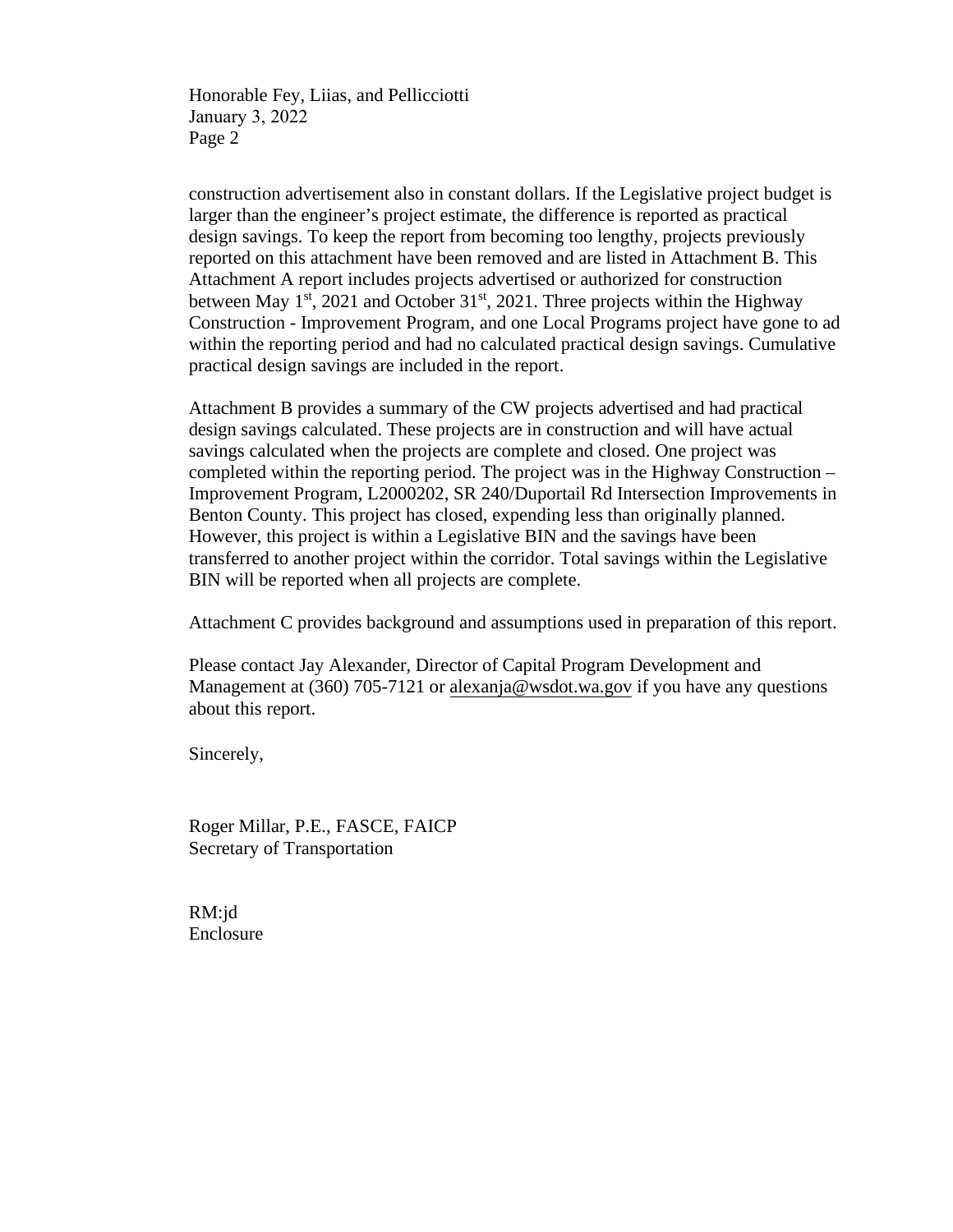construction advertisement also in constant dollars. If the Legislative project budget is larger than the engineer's project estimate, the difference is reported as practical design savings. To keep the report from becoming too lengthy, projects previously reported on this attachment have been removed and are listed in Attachment B. This Attachment A report includes projects advertised or authorized for construction between May 1st, 2021 and October 31st, 2021. Three projects within the Highway Construction - Improvement Program, and one Local Programs project have gone to ad within the reporting period and had no calculated practical design savings. Cumulative practical design savings are included in the report.

Attachment B provides a summary of the CW projects advertised and had practical design savings calculated. These projects are in construction and will have actual savings calculated when the projects are complete and closed. One project was completed within the reporting period. The project was in the Highway Construction – Improvement Program, L2000202, SR 240/Duportail Rd Intersection Improvements in Benton County. This project has closed, expending less than originally planned. However, this project is within a Legislative BIN and the savings have been transferred to another project within the corridor. Total savings within the Legislative BIN will be reported when all projects are complete.

Attachment C provides background and assumptions used in preparation of this report.

Please contact Jay Alexander, Director of Capital Program Development and Management at (360) 705-7121 or alexanja@wsdot.wa.gov if you have any questions about this report.

Sincerely,

Roger Millar, P.E., FASCE, FAICP
Secretary of Transportation

RM:jd
Enclosure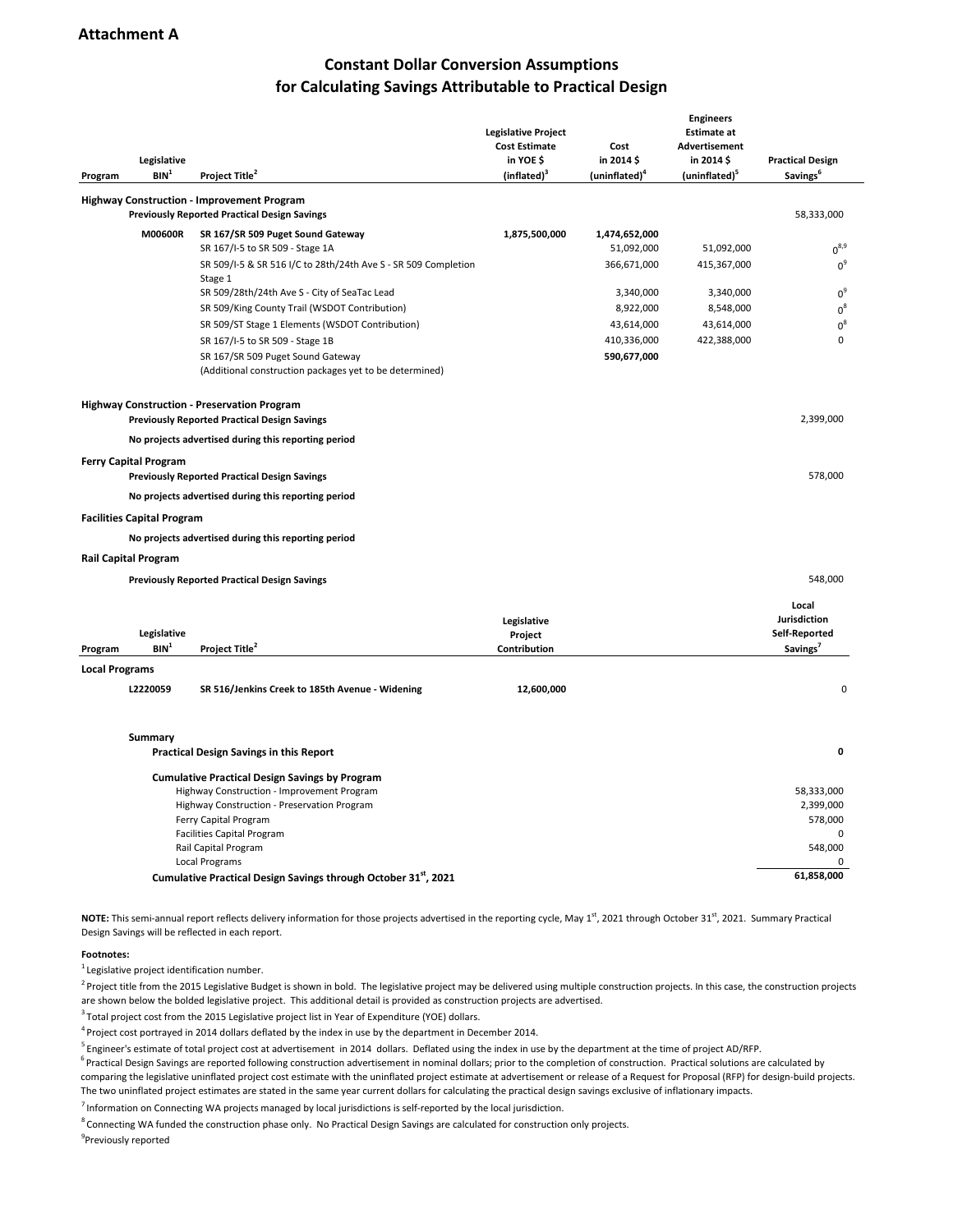**Attachment A**

## Constant Dollar Conversion Assumptions for Calculating Savings Attributable to Practical Design

| Program | Legislative BIN[1] | Project Title[2] | Legislative Project Cost Estimate in YOE $ (inflated)[3] | Cost in 2014 $ (uninflated)[4] | Engineers Estimate at Advertisement in 2014 $ (uninflated)[5] | Practical Design Savings[6] |
|---|---|---|---|---|---|---|
| **Highway Construction - Improvement Program** | | | | | | |
| | | **Previously Reported Practical Design Savings** | | | | 58,333,000 |
| | **M00600R** | **SR 167/SR 509 Puget Sound Gateway** | **1,875,500,000** | **1,474,652,000** | | |
| | | SR 167/I-5 to SR 509 - Stage 1A | | 51,092,000 | 51,092,000 | 0[8,9] |
| | | SR 509/I-5 & SR 516 I/C to 28th/24th Ave S - SR 509 Completion Stage 1 | | 366,671,000 | 415,367,000 | 0[9] |
| | | SR 509/28th/24th Ave S - City of SeaTac Lead | | 3,340,000 | 3,340,000 | 0[9] |
| | | SR 509/King County Trail (WSDOT Contribution) | | 8,922,000 | 8,548,000 | 0[8] |
| | | SR 509/ST Stage 1 Elements (WSDOT Contribution) | | 43,614,000 | 43,614,000 | 0[8] |
| | | SR 167/I-5 to SR 509 - Stage 1B | | 410,336,000 | 422,388,000 | 0 |
| | | SR 167/SR 509 Puget Sound Gateway (Additional construction packages yet to be determined) | | **590,677,000** | | |
| **Highway Construction - Preservation Program** | | | | | | |
| | | **Previously Reported Practical Design Savings** | | | | 2,399,000 |
| | | **No projects advertised during this reporting period** | | | | |
| **Ferry Capital Program** | | | | | | |
| | | **Previously Reported Practical Design Savings** | | | | 578,000 |
| | | **No projects advertised during this reporting period** | | | | |
| **Facilities Capital Program** | | | | | | |
| | | **No projects advertised during this reporting period** | | | | |
| **Rail Capital Program** | | | | | | |
| | | **Previously Reported Practical Design Savings** | | | | 548,000 |

| Program | Legislative BIN[1] | Project Title[2] | Legislative Project Contribution | Local Jurisdiction Self-Reported Savings[7] |
|---|---|---|---|---|
| **Local Programs** | | | | |
| | **L2220059** | **SR 516/Jenkins Creek to 185th Avenue - Widening** | **12,600,000** | 0 |

| **Summary** | |
|---|---|
| **Practical Design Savings in this Report** | **0** |
| **Cumulative Practical Design Savings by Program** | |
| Highway Construction - Improvement Program | 58,333,000 |
| Highway Construction - Preservation Program | 2,399,000 |
| Ferry Capital Program | 578,000 |
| Facilities Capital Program | 0 |
| Rail Capital Program | 548,000 |
| Local Programs | 0 |
| **Cumulative Practical Design Savings through October 31st, 2021** | **61,858,000** |

**NOTE:** This semi-annual report reflects delivery information for those projects advertised in the reporting cycle, May 1st, 2021 through October 31st, 2021. Summary Practical Design Savings will be reflected in each report.

**Footnotes:**

[1] Legislative project identification number.

[2] Project title from the 2015 Legislative Budget is shown in bold. The legislative project may be delivered using multiple construction projects. In this case, the construction projects are shown below the bolded legislative project. This additional detail is provided as construction projects are advertised.

[3] Total project cost from the 2015 Legislative project list in Year of Expenditure (YOE) dollars.

[4] Project cost portrayed in 2014 dollars deflated by the index in use by the department in December 2014.

[5] Engineer's estimate of total project cost at advertisement in 2014 dollars. Deflated using the index in use by the department at the time of project AD/RFP.

[6] Practical Design Savings are reported following construction advertisement in nominal dollars; prior to the completion of construction. Practical solutions are calculated by comparing the legislative uninflated project cost estimate with the uninflated project estimate at advertisement or release of a Request for Proposal (RFP) for design-build projects. The two uninflated project estimates are stated in the same year current dollars for calculating the practical design savings exclusive of inflationary impacts.

[7] Information on Connecting WA projects managed by local jurisdictions is self-reported by the local jurisdiction.

[8] Connecting WA funded the construction phase only. No Practical Design Savings are calculated for construction only projects.

[9] Previously reported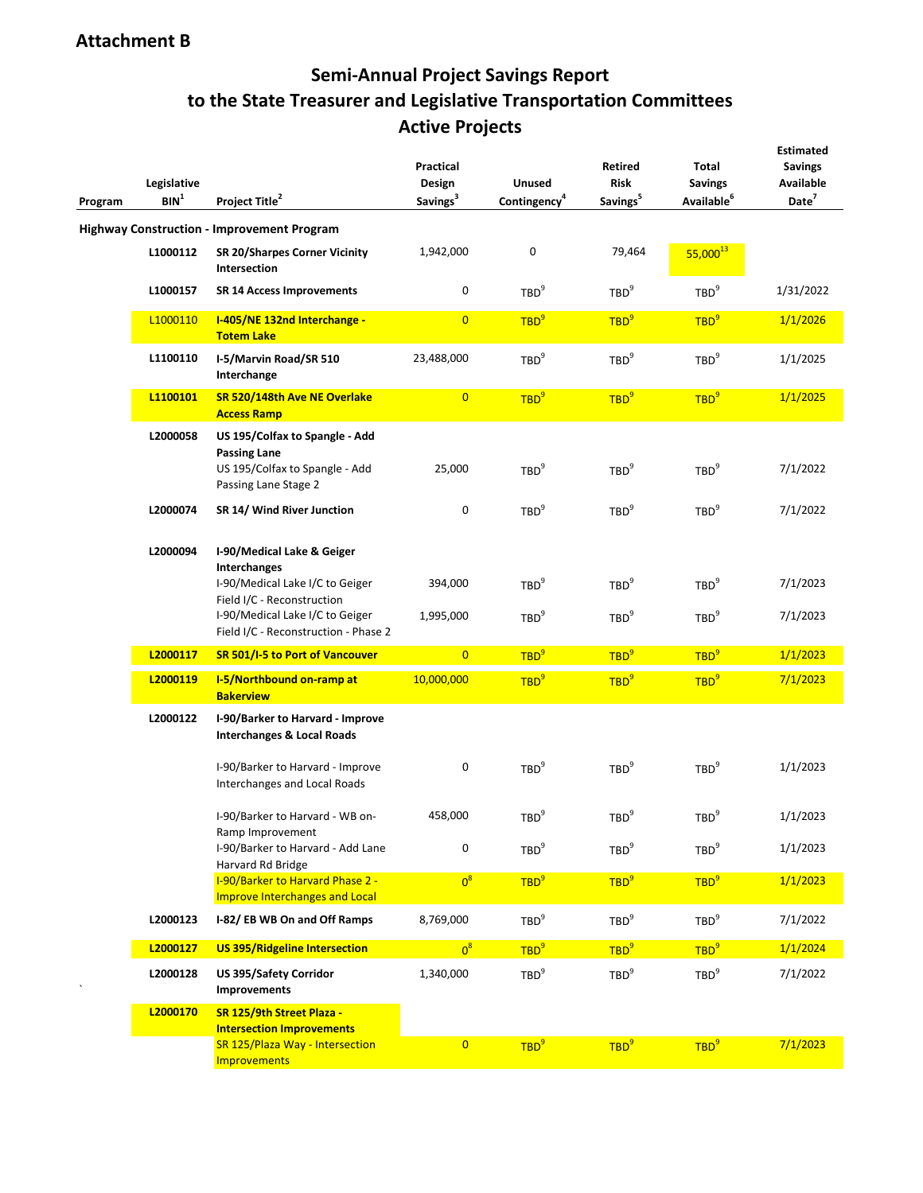# Attachment B

## Semi-Annual Project Savings Report to the State Treasurer and Legislative Transportation Committees Active Projects

| Program | Legislative BIN[1] | Project Title[2] | Practical Design Savings[3] | Unused Contingency[4] | Retired Risk Savings[5] | Total Savings Available[6] | Estimated Savings Available Date[7] |
|---|---|---|---|---|---|---|---|
| **Highway Construction - Improvement Program** | | | | | | | |
| | **L1000112** | **SR 20/Sharpes Corner Vicinity Intersection** | 1,942,000 | 0 | 79,464 | 55,000[13] | |
| | **L1000157** | **SR 14 Access Improvements** | 0 | TBD[9] | TBD[9] | TBD[9] | 1/31/2022 |
| | L1000110 | **I-405/NE 132nd Interchange - Totem Lake** | 0 | TBD[9] | TBD[9] | TBD[9] | 1/1/2026 |
| | **L1100110** | **I-5/Marvin Road/SR 510 Interchange** | 23,488,000 | TBD[9] | TBD[9] | TBD[9] | 1/1/2025 |
| | **L1100101** | **SR 520/148th Ave NE Overlake Access Ramp** | 0 | TBD[9] | TBD[9] | TBD[9] | 1/1/2025 |
| | **L2000058** | **US 195/Colfax to Spangle - Add Passing Lane** | | | | | |
| | | US 195/Colfax to Spangle - Add Passing Lane Stage 2 | 25,000 | TBD[9] | TBD[9] | TBD[9] | 7/1/2022 |
| | **L2000074** | **SR 14/ Wind River Junction** | 0 | TBD[9] | TBD[9] | TBD[9] | 7/1/2022 |
| | **L2000094** | **I-90/Medical Lake & Geiger Interchanges** | | | | | |
| | | I-90/Medical Lake I/C to Geiger Field I/C - Reconstruction | 394,000 | TBD[9] | TBD[9] | TBD[9] | 7/1/2023 |
| | | I-90/Medical Lake I/C to Geiger Field I/C - Reconstruction - Phase 2 | 1,995,000 | TBD[9] | TBD[9] | TBD[9] | 7/1/2023 |
| | **L2000117** | **SR 501/I-5 to Port of Vancouver** | 0 | TBD[9] | TBD[9] | TBD[9] | 1/1/2023 |
| | **L2000119** | **I-5/Northbound on-ramp at Bakerview** | 10,000,000 | TBD[9] | TBD[9] | TBD[9] | 7/1/2023 |
| | **L2000122** | **I-90/Barker to Harvard - Improve Interchanges & Local Roads** | | | | | |
| | | I-90/Barker to Harvard - Improve Interchanges and Local Roads | 0 | TBD[9] | TBD[9] | TBD[9] | 1/1/2023 |
| | | I-90/Barker to Harvard - WB on-Ramp Improvement | 458,000 | TBD[9] | TBD[9] | TBD[9] | 1/1/2023 |
| | | I-90/Barker to Harvard - Add Lane Harvard Rd Bridge | 0 | TBD[9] | TBD[9] | TBD[9] | 1/1/2023 |
| | | I-90/Barker to Harvard Phase 2 - Improve Interchanges and Local | 0[8] | TBD[9] | TBD[9] | TBD[9] | 1/1/2023 |
| | **L2000123** | **I-82/ EB WB On and Off Ramps** | 8,769,000 | TBD[9] | TBD[9] | TBD[9] | 7/1/2022 |
| | **L2000127** | **US 395/Ridgeline Intersection** | 0[8] | TBD[9] | TBD[9] | TBD[9] | 1/1/2024 |
| | **L2000128** | **US 395/Safety Corridor Improvements** | 1,340,000 | TBD[9] | TBD[9] | TBD[9] | 7/1/2022 |
| | **L2000170** | **SR 125/9th Street Plaza - Intersection Improvements** | | | | | |
| | | SR 125/Plaza Way - Intersection Improvements | 0 | TBD[9] | TBD[9] | TBD[9] | 7/1/2023 |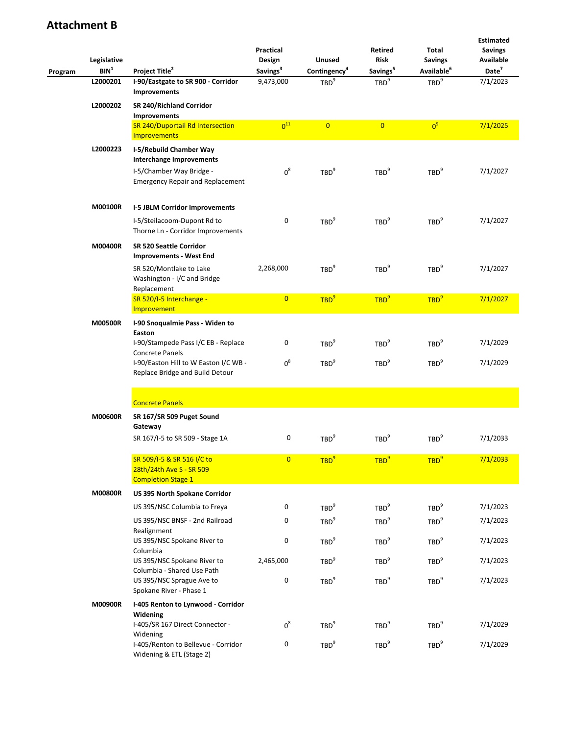## Attachment B

| Program | Legislative BIN[1] | Project Title[2] | Practical Design Savings[3] | Unused Contingency[4] | Retired Risk Savings[5] | Total Savings Available[6] | Estimated Savings Available Date[7] |
|---|---|---|---|---|---|---|---|
| | L2000201 | **I-90/Eastgate to SR 900 - Corridor Improvements** | 9,473,000 | TBD[9] | TBD[9] | TBD[9] | 7/1/2023 |
| | L2000202 | **SR 240/Richland Corridor Improvements** | | | | | |
| | | SR 240/Duportail Rd Intersection Improvements | 0[11] | 0 | 0 | 0[9] | 7/1/2025 |
| | L2000223 | **I-5/Rebuild Chamber Way Interchange Improvements** | | | | | |
| | | I-5/Chamber Way Bridge - Emergency Repair and Replacement | 0[8] | TBD[9] | TBD[9] | TBD[9] | 7/1/2027 |
| | M00100R | **I-5 JBLM Corridor Improvements** | | | | | |
| | | I-5/Steilacoom-Dupont Rd to Thorne Ln - Corridor Improvements | 0 | TBD[9] | TBD[9] | TBD[9] | 7/1/2027 |
| | M00400R | **SR 520 Seattle Corridor Improvements - West End** | | | | | |
| | | SR 520/Montlake to Lake Washington - I/C and Bridge Replacement | 2,268,000 | TBD[9] | TBD[9] | TBD[9] | 7/1/2027 |
| | | SR 520/I-5 Interchange - Improvement | 0 | TBD[9] | TBD[9] | TBD[9] | 7/1/2027 |
| | M00500R | **I-90 Snoqualmie Pass - Widen to Easton** | | | | | |
| | | I-90/Stampede Pass I/C EB - Replace Concrete Panels | 0 | TBD[9] | TBD[9] | TBD[9] | 7/1/2029 |
| | | I-90/Easton Hill to W Easton I/C WB - Replace Bridge and Build Detour | 0[8] | TBD[9] | TBD[9] | TBD[9] | 7/1/2029 |
| | | Concrete Panels | | | | | |
| | M00600R | **SR 167/SR 509 Puget Sound Gateway** | | | | | |
| | | SR 167/I-5 to SR 509 - Stage 1A | 0 | TBD[9] | TBD[9] | TBD[9] | 7/1/2033 |
| | | SR 509/I-5 & SR 516 I/C to 28th/24th Ave S - SR 509 Completion Stage 1 | 0 | TBD[9] | TBD[9] | TBD[9] | 7/1/2033 |
| | M00800R | **US 395 North Spokane Corridor** | | | | | |
| | | US 395/NSC Columbia to Freya | 0 | TBD[9] | TBD[9] | TBD[9] | 7/1/2023 |
| | | US 395/NSC BNSF - 2nd Railroad Realignment | 0 | TBD[9] | TBD[9] | TBD[9] | 7/1/2023 |
| | | US 395/NSC Spokane River to Columbia | 0 | TBD[9] | TBD[9] | TBD[9] | 7/1/2023 |
| | | US 395/NSC Spokane River to Columbia - Shared Use Path | 2,465,000 | TBD[9] | TBD[9] | TBD[9] | 7/1/2023 |
| | | US 395/NSC Sprague Ave to Spokane River - Phase 1 | 0 | TBD[9] | TBD[9] | TBD[9] | 7/1/2023 |
| | M00900R | **I-405 Renton to Lynwood - Corridor Widening** | | | | | |
| | | I-405/SR 167 Direct Connector - Widening | 0[8] | TBD[9] | TBD[9] | TBD[9] | 7/1/2029 |
| | | I-405/Renton to Bellevue - Corridor Widening & ETL (Stage 2) | 0 | TBD[9] | TBD[9] | TBD[9] | 7/1/2029 |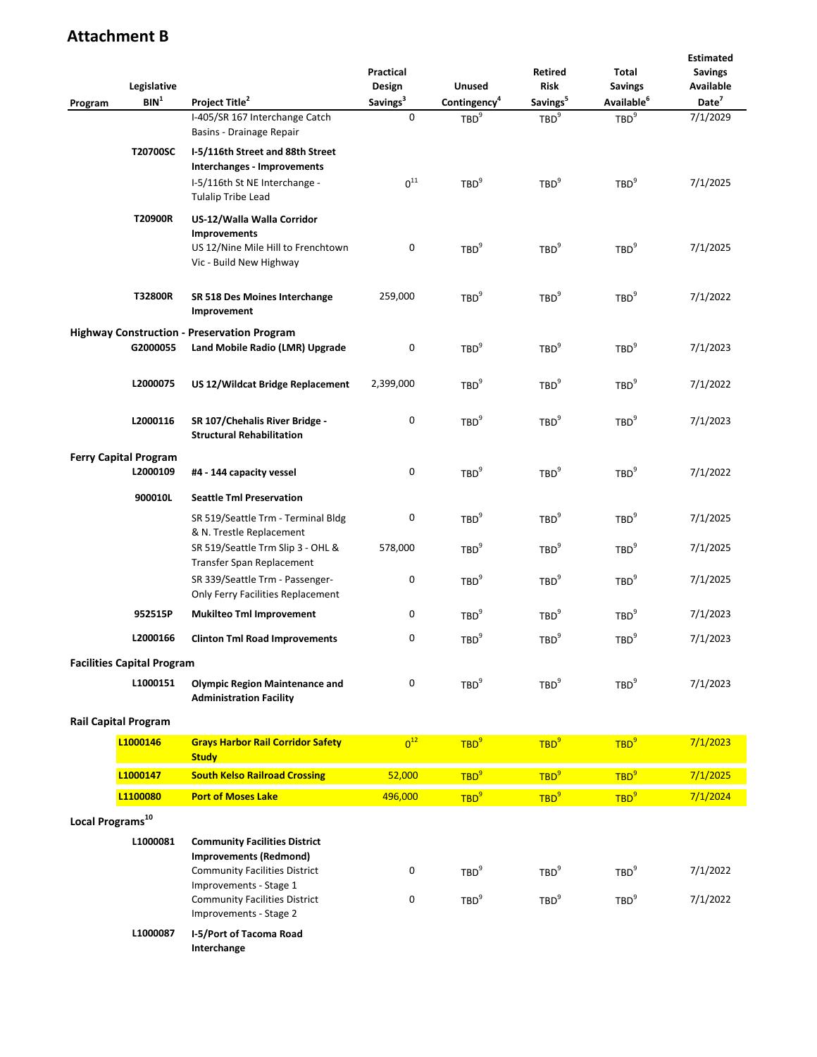## Attachment B

| Program | Legislative BIN[1] | Project Title[2] | Practical Design Savings[3] | Unused Contingency[4] | Retired Risk Savings[5] | Total Savings Available[6] | Estimated Savings Available Date[7] |
|---|---|---|---|---|---|---|---|
| | | I-405/SR 167 Interchange Catch Basins - Drainage Repair | 0 | TBD[9] | TBD[9] | TBD[9] | 7/1/2029 |
| | T20700SC | **I-5/116th Street and 88th Street Interchanges - Improvements** | | | | | |
| | | I-5/116th St NE Interchange - Tulalip Tribe Lead | 0[11] | TBD[9] | TBD[9] | TBD[9] | 7/1/2025 |
| | T20900R | **US-12/Walla Walla Corridor Improvements** | | | | | |
| | | US 12/Nine Mile Hill to Frenchtown Vic - Build New Highway | 0 | TBD[9] | TBD[9] | TBD[9] | 7/1/2025 |
| | T32800R | **SR 518 Des Moines Interchange Improvement** | 259,000 | TBD[9] | TBD[9] | TBD[9] | 7/1/2022 |
| **Highway Construction - Preservation Program** | | | | | | | |
| | G2000055 | **Land Mobile Radio (LMR) Upgrade** | 0 | TBD[9] | TBD[9] | TBD[9] | 7/1/2023 |
| | L2000075 | **US 12/Wildcat Bridge Replacement** | 2,399,000 | TBD[9] | TBD[9] | TBD[9] | 7/1/2022 |
| | L2000116 | **SR 107/Chehalis River Bridge - Structural Rehabilitation** | 0 | TBD[9] | TBD[9] | TBD[9] | 7/1/2023 |
| **Ferry Capital Program** | | | | | | | |
| | L2000109 | **#4 - 144 capacity vessel** | 0 | TBD[9] | TBD[9] | TBD[9] | 7/1/2022 |
| | 900010L | **Seattle Tml Preservation** | | | | | |
| | | SR 519/Seattle Trm - Terminal Bldg & N. Trestle Replacement | 0 | TBD[9] | TBD[9] | TBD[9] | 7/1/2025 |
| | | SR 519/Seattle Trm Slip 3 - OHL & Transfer Span Replacement | 578,000 | TBD[9] | TBD[9] | TBD[9] | 7/1/2025 |
| | | SR 339/Seattle Trm - Passenger-Only Ferry Facilities Replacement | 0 | TBD[9] | TBD[9] | TBD[9] | 7/1/2025 |
| | 952515P | **Mukilteo Tml Improvement** | 0 | TBD[9] | TBD[9] | TBD[9] | 7/1/2023 |
| | L2000166 | **Clinton Tml Road Improvements** | 0 | TBD[9] | TBD[9] | TBD[9] | 7/1/2023 |
| **Facilities Capital Program** | | | | | | | |
| | L1000151 | **Olympic Region Maintenance and Administration Facility** | 0 | TBD[9] | TBD[9] | TBD[9] | 7/1/2023 |
| **Rail Capital Program** | | | | | | | |
| | L1000146 | **Grays Harbor Rail Corridor Safety Study** | 0[12] | TBD[9] | TBD[9] | TBD[9] | 7/1/2023 |
| | L1000147 | **South Kelso Railroad Crossing** | 52,000 | TBD[9] | TBD[9] | TBD[9] | 7/1/2025 |
| | L1100080 | **Port of Moses Lake** | 496,000 | TBD[9] | TBD[9] | TBD[9] | 7/1/2024 |
| **Local Programs[10]** | | | | | | | |
| | L1000081 | **Community Facilities District Improvements (Redmond)** | | | | | |
| | | Community Facilities District Improvements - Stage 1 | 0 | TBD[9] | TBD[9] | TBD[9] | 7/1/2022 |
| | | Community Facilities District Improvements - Stage 2 | 0 | TBD[9] | TBD[9] | TBD[9] | 7/1/2022 |
| | L1000087 | **I-5/Port of Tacoma Road Interchange** | | | | | |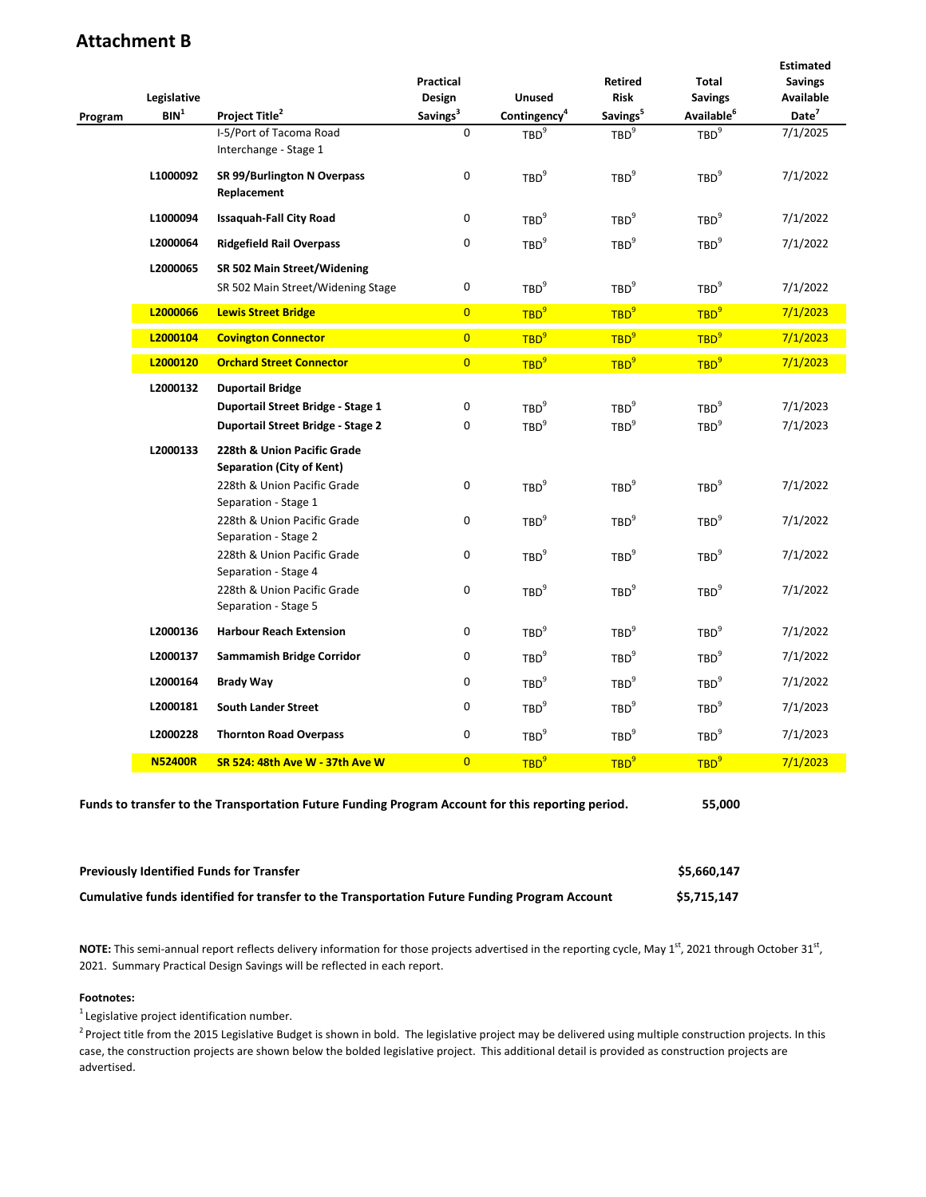## Attachment B

| Program | Legislative BIN[1] | Project Title[2] | Practical Design Savings[3] | Unused Contingency[4] | Retired Risk Savings[5] | Total Savings Available[6] | Estimated Savings Available Date[7] |
|---|---|---|---|---|---|---|---|
| | | I-5/Port of Tacoma Road Interchange - Stage 1 | 0 | TBD[9] | TBD[9] | TBD[9] | 7/1/2025 |
| | L1000092 | **SR 99/Burlington N Overpass Replacement** | 0 | TBD[9] | TBD[9] | TBD[9] | 7/1/2022 |
| | L1000094 | **Issaquah-Fall City Road** | 0 | TBD[9] | TBD[9] | TBD[9] | 7/1/2022 |
| | L2000064 | **Ridgefield Rail Overpass** | 0 | TBD[9] | TBD[9] | TBD[9] | 7/1/2022 |
| | L2000065 | **SR 502 Main Street/Widening** | | | | | |
| | | SR 502 Main Street/Widening Stage | 0 | TBD[9] | TBD[9] | TBD[9] | 7/1/2022 |
| | **L2000066** | **Lewis Street Bridge** | 0 | TBD[9] | TBD[9] | TBD[9] | 7/1/2023 |
| | **L2000104** | **Covington Connector** | 0 | TBD[9] | TBD[9] | TBD[9] | 7/1/2023 |
| | **L2000120** | **Orchard Street Connector** | 0 | TBD[9] | TBD[9] | TBD[9] | 7/1/2023 |
| | L2000132 | **Duportail Bridge** | | | | | |
| | | **Duportail Street Bridge - Stage 1** | 0 | TBD[9] | TBD[9] | TBD[9] | 7/1/2023 |
| | | **Duportail Street Bridge - Stage 2** | 0 | TBD[9] | TBD[9] | TBD[9] | 7/1/2023 |
| | L2000133 | **228th & Union Pacific Grade Separation (City of Kent)** | | | | | |
| | | 228th & Union Pacific Grade Separation - Stage 1 | 0 | TBD[9] | TBD[9] | TBD[9] | 7/1/2022 |
| | | 228th & Union Pacific Grade Separation - Stage 2 | 0 | TBD[9] | TBD[9] | TBD[9] | 7/1/2022 |
| | | 228th & Union Pacific Grade Separation - Stage 4 | 0 | TBD[9] | TBD[9] | TBD[9] | 7/1/2022 |
| | | 228th & Union Pacific Grade Separation - Stage 5 | 0 | TBD[9] | TBD[9] | TBD[9] | 7/1/2022 |
| | L2000136 | **Harbour Reach Extension** | 0 | TBD[9] | TBD[9] | TBD[9] | 7/1/2022 |
| | L2000137 | **Sammamish Bridge Corridor** | 0 | TBD[9] | TBD[9] | TBD[9] | 7/1/2022 |
| | L2000164 | **Brady Way** | 0 | TBD[9] | TBD[9] | TBD[9] | 7/1/2022 |
| | L2000181 | **South Lander Street** | 0 | TBD[9] | TBD[9] | TBD[9] | 7/1/2023 |
| | L2000228 | **Thornton Road Overpass** | 0 | TBD[9] | TBD[9] | TBD[9] | 7/1/2023 |
| | **N52400R** | **SR 524: 48th Ave W - 37th Ave W** | 0 | TBD[9] | TBD[9] | TBD[9] | 7/1/2023 |

| | |
|---|---|
| **Funds to transfer to the Transportation Future Funding Program Account for this reporting period.** | **55,000** |

| | |
|---|---|
| **Previously Identified Funds for Transfer** | **$5,660,147** |
| **Cumulative funds identified for transfer to the Transportation Future Funding Program Account** | **$5,715,147** |

**NOTE:** This semi-annual report reflects delivery information for those projects advertised in the reporting cycle, May 1st, 2021 through October 31st, 2021. Summary Practical Design Savings will be reflected in each report.

**Footnotes:**

[1] Legislative project identification number.

[2] Project title from the 2015 Legislative Budget is shown in bold. The legislative project may be delivered using multiple construction projects. In this case, the construction projects are shown below the bolded legislative project. This additional detail is provided as construction projects are advertised.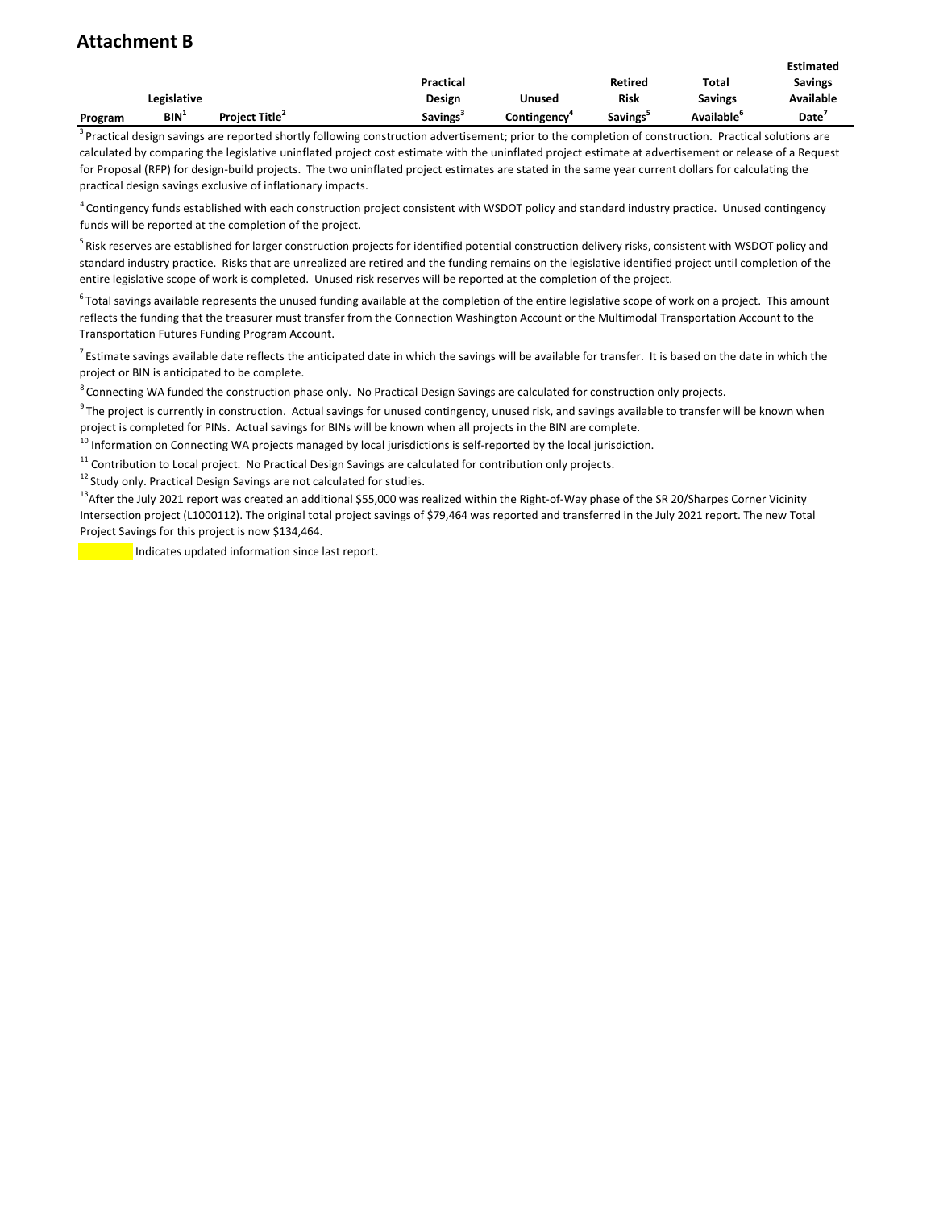## Attachment B

| Program | Legislative BIN[1] | Project Title[2] | Practical Design Savings[3] | Unused Contingency[4] | Retired Risk Savings[5] | Total Savings Available[6] | Estimated Savings Available Date[7] |
|---|---|---|---|---|---|---|---|

[3] Practical design savings are reported shortly following construction advertisement; prior to the completion of construction. Practical solutions are calculated by comparing the legislative uninflated project cost estimate with the uninflated project estimate at advertisement or release of a Request for Proposal (RFP) for design-build projects. The two uninflated project estimates are stated in the same year current dollars for calculating the practical design savings exclusive of inflationary impacts.

[4] Contingency funds established with each construction project consistent with WSDOT policy and standard industry practice. Unused contingency funds will be reported at the completion of the project.

[5] Risk reserves are established for larger construction projects for identified potential construction delivery risks, consistent with WSDOT policy and standard industry practice. Risks that are unrealized are retired and the funding remains on the legislative identified project until completion of the entire legislative scope of work is completed. Unused risk reserves will be reported at the completion of the project.

[6] Total savings available represents the unused funding available at the completion of the entire legislative scope of work on a project. This amount reflects the funding that the treasurer must transfer from the Connection Washington Account or the Multimodal Transportation Account to the Transportation Futures Funding Program Account.

[7] Estimate savings available date reflects the anticipated date in which the savings will be available for transfer. It is based on the date in which the project or BIN is anticipated to be complete.

[8] Connecting WA funded the construction phase only. No Practical Design Savings are calculated for construction only projects.

[9] The project is currently in construction. Actual savings for unused contingency, unused risk, and savings available to transfer will be known when project is completed for PINs. Actual savings for BINs will be known when all projects in the BIN are complete.

[10] Information on Connecting WA projects managed by local jurisdictions is self-reported by the local jurisdiction.

[11] Contribution to Local project. No Practical Design Savings are calculated for contribution only projects.

[12] Study only. Practical Design Savings are not calculated for studies.

[13] After the July 2021 report was created an additional $55,000 was realized within the Right-of-Way phase of the SR 20/Sharpes Corner Vicinity Intersection project (L1000112). The original total project savings of $79,464 was reported and transferred in the July 2021 report. The new Total Project Savings for this project is now $134,464.

Indicates updated information since last report.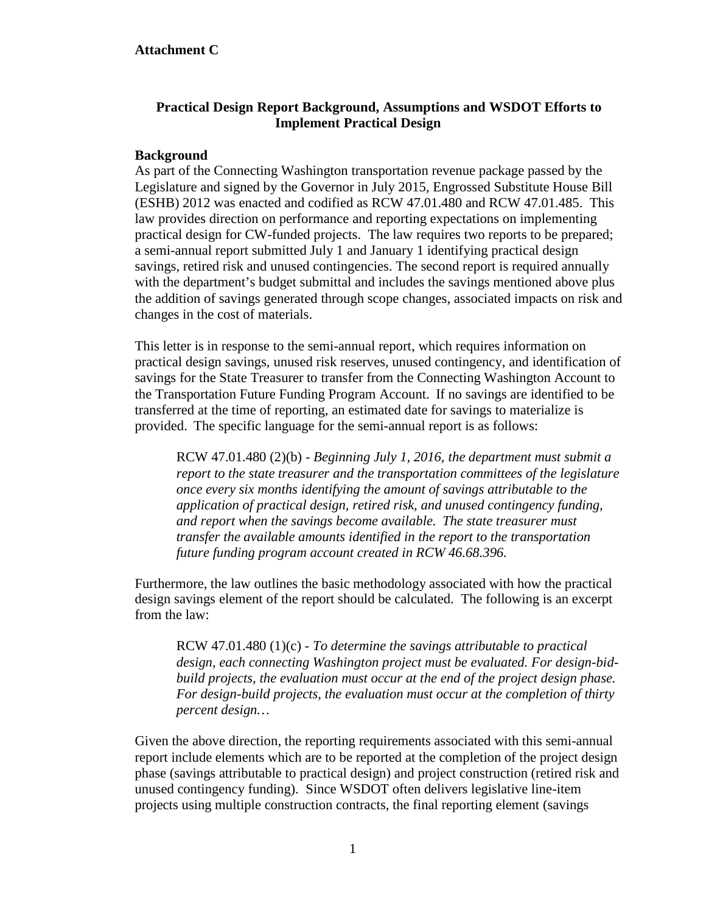**Attachment C**

## Practical Design Report Background, Assumptions and WSDOT Efforts to Implement Practical Design

### Background

As part of the Connecting Washington transportation revenue package passed by the Legislature and signed by the Governor in July 2015, Engrossed Substitute House Bill (ESHB) 2012 was enacted and codified as RCW 47.01.480 and RCW 47.01.485. This law provides direction on performance and reporting expectations on implementing practical design for CW-funded projects. The law requires two reports to be prepared; a semi-annual report submitted July 1 and January 1 identifying practical design savings, retired risk and unused contingencies. The second report is required annually with the department's budget submittal and includes the savings mentioned above plus the addition of savings generated through scope changes, associated impacts on risk and changes in the cost of materials.

This letter is in response to the semi-annual report, which requires information on practical design savings, unused risk reserves, unused contingency, and identification of savings for the State Treasurer to transfer from the Connecting Washington Account to the Transportation Future Funding Program Account. If no savings are identified to be transferred at the time of reporting, an estimated date for savings to materialize is provided. The specific language for the semi-annual report is as follows:

> RCW 47.01.480 (2)(b) - *Beginning July 1, 2016, the department must submit a report to the state treasurer and the transportation committees of the legislature once every six months identifying the amount of savings attributable to the application of practical design, retired risk, and unused contingency funding, and report when the savings become available. The state treasurer must transfer the available amounts identified in the report to the transportation future funding program account created in RCW 46.68.396.*

Furthermore, the law outlines the basic methodology associated with how the practical design savings element of the report should be calculated. The following is an excerpt from the law:

> RCW 47.01.480 (1)(c) - *To determine the savings attributable to practical design, each connecting Washington project must be evaluated. For design-bid-build projects, the evaluation must occur at the end of the project design phase. For design-build projects, the evaluation must occur at the completion of thirty percent design…*

Given the above direction, the reporting requirements associated with this semi-annual report include elements which are to be reported at the completion of the project design phase (savings attributable to practical design) and project construction (retired risk and unused contingency funding). Since WSDOT often delivers legislative line-item projects using multiple construction contracts, the final reporting element (savings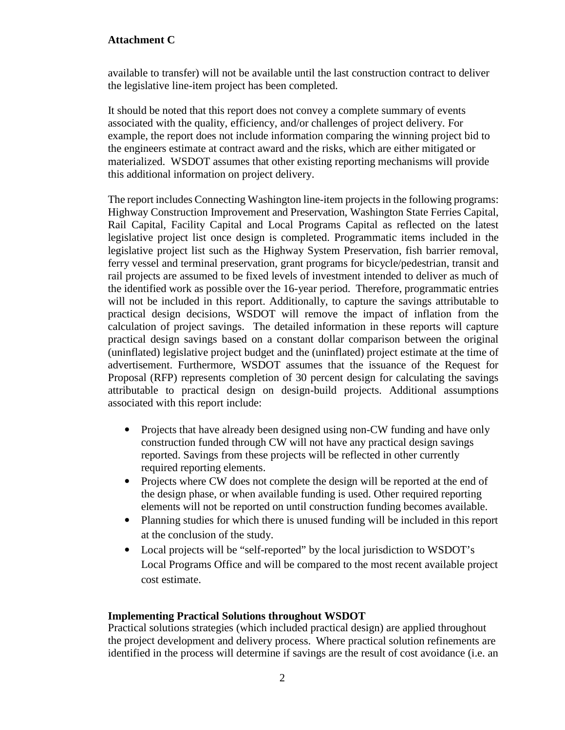**Attachment C**

available to transfer) will not be available until the last construction contract to deliver the legislative line-item project has been completed.

It should be noted that this report does not convey a complete summary of events associated with the quality, efficiency, and/or challenges of project delivery. For example, the report does not include information comparing the winning project bid to the engineers estimate at contract award and the risks, which are either mitigated or materialized. WSDOT assumes that other existing reporting mechanisms will provide this additional information on project delivery.

The report includes Connecting Washington line-item projects in the following programs: Highway Construction Improvement and Preservation, Washington State Ferries Capital, Rail Capital, Facility Capital and Local Programs Capital as reflected on the latest legislative project list once design is completed. Programmatic items included in the legislative project list such as the Highway System Preservation, fish barrier removal, ferry vessel and terminal preservation, grant programs for bicycle/pedestrian, transit and rail projects are assumed to be fixed levels of investment intended to deliver as much of the identified work as possible over the 16-year period. Therefore, programmatic entries will not be included in this report. Additionally, to capture the savings attributable to practical design decisions, WSDOT will remove the impact of inflation from the calculation of project savings. The detailed information in these reports will capture practical design savings based on a constant dollar comparison between the original (uninflated) legislative project budget and the (uninflated) project estimate at the time of advertisement. Furthermore, WSDOT assumes that the issuance of the Request for Proposal (RFP) represents completion of 30 percent design for calculating the savings attributable to practical design on design-build projects. Additional assumptions associated with this report include:

- Projects that have already been designed using non-CW funding and have only construction funded through CW will not have any practical design savings reported. Savings from these projects will be reflected in other currently required reporting elements.
- Projects where CW does not complete the design will be reported at the end of the design phase, or when available funding is used. Other required reporting elements will not be reported on until construction funding becomes available.
- Planning studies for which there is unused funding will be included in this report at the conclusion of the study.
- Local projects will be "self-reported" by the local jurisdiction to WSDOT's Local Programs Office and will be compared to the most recent available project cost estimate.

**Implementing Practical Solutions throughout WSDOT**

Practical solutions strategies (which included practical design) are applied throughout the project development and delivery process. Where practical solution refinements are identified in the process will determine if savings are the result of cost avoidance (i.e. an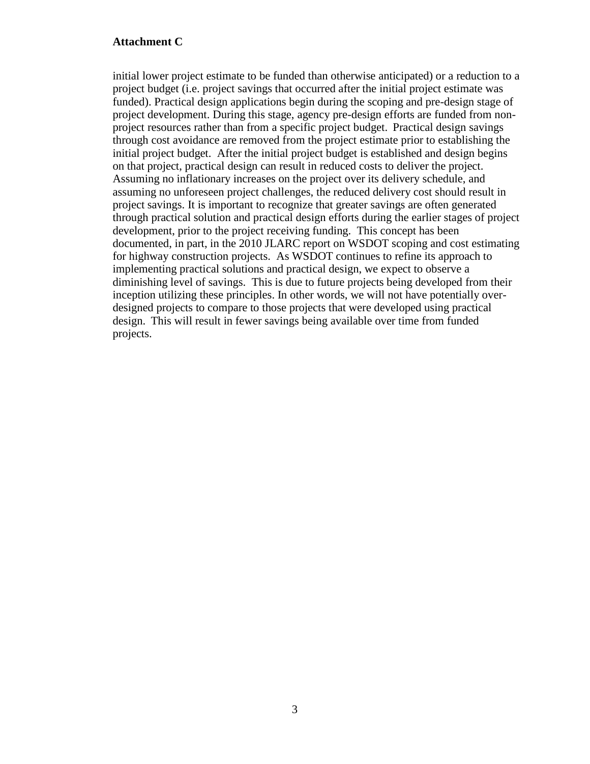**Attachment C**

initial lower project estimate to be funded than otherwise anticipated) or a reduction to a project budget (i.e. project savings that occurred after the initial project estimate was funded). Practical design applications begin during the scoping and pre-design stage of project development. During this stage, agency pre-design efforts are funded from non-project resources rather than from a specific project budget. Practical design savings through cost avoidance are removed from the project estimate prior to establishing the initial project budget. After the initial project budget is established and design begins on that project, practical design can result in reduced costs to deliver the project. Assuming no inflationary increases on the project over its delivery schedule, and assuming no unforeseen project challenges, the reduced delivery cost should result in project savings. It is important to recognize that greater savings are often generated through practical solution and practical design efforts during the earlier stages of project development, prior to the project receiving funding. This concept has been documented, in part, in the 2010 JLARC report on WSDOT scoping and cost estimating for highway construction projects. As WSDOT continues to refine its approach to implementing practical solutions and practical design, we expect to observe a diminishing level of savings. This is due to future projects being developed from their inception utilizing these principles. In other words, we will not have potentially over-designed projects to compare to those projects that were developed using practical design. This will result in fewer savings being available over time from funded projects.